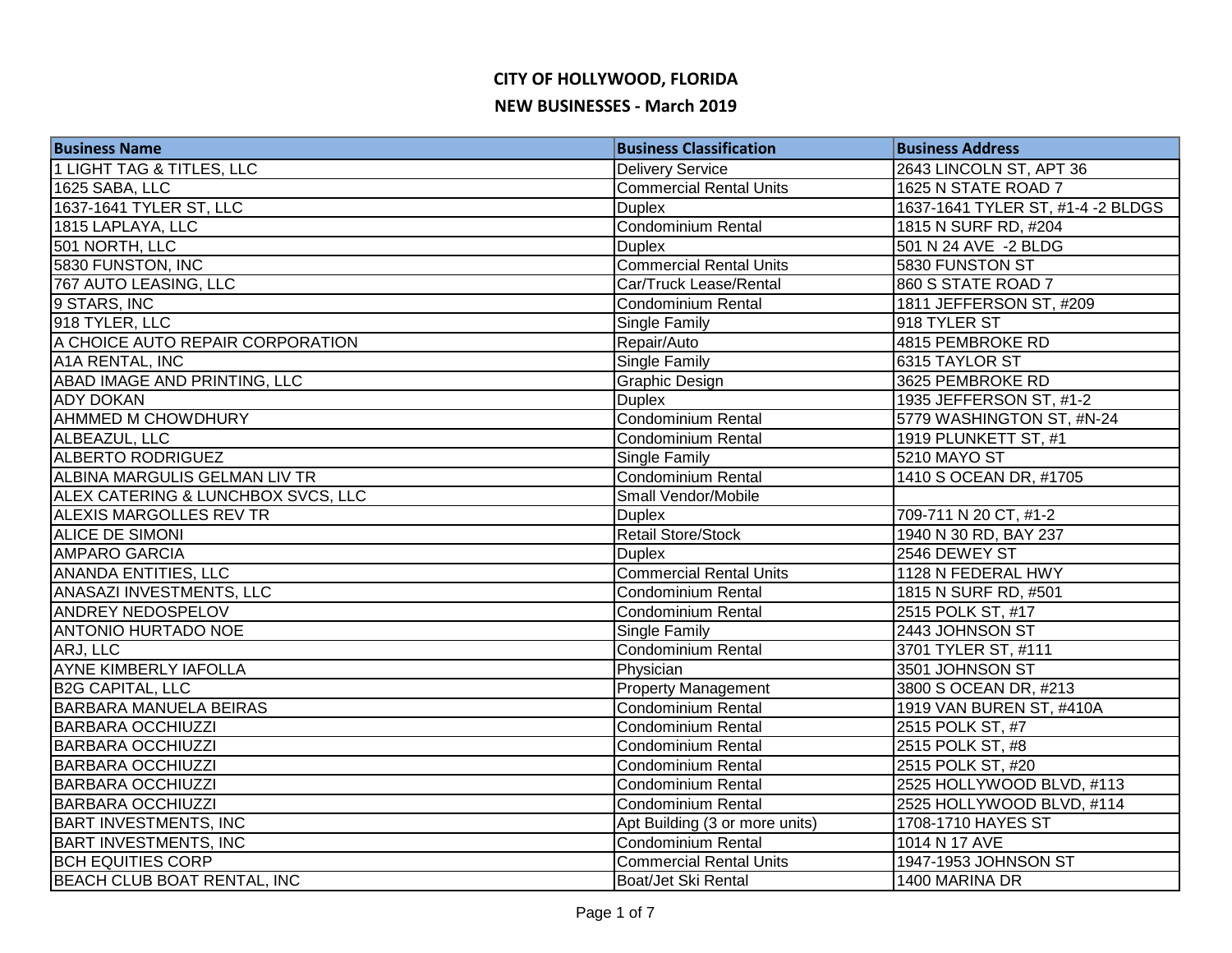# CITY OF HOLLYWOOD, FLORIDA

## NEW BUSINESSES - March 2019

| Business Name | Business Classification | Business Address |
| --- | --- | --- |
| 1 LIGHT TAG & TITLES, LLC | Delivery Service | 2643 LINCOLN ST, APT 36 |
| 1625 SABA, LLC | Commercial Rental Units | 1625 N STATE ROAD 7 |
| 1637-1641 TYLER ST, LLC | Duplex | 1637-1641 TYLER ST, #1-4 -2 BLDGS |
| 1815 LAPLAYA, LLC | Condominium Rental | 1815 N SURF RD, #204 |
| 501 NORTH, LLC | Duplex | 501 N 24 AVE -2 BLDG |
| 5830 FUNSTON, INC | Commercial Rental Units | 5830 FUNSTON ST |
| 767 AUTO LEASING, LLC | Car/Truck Lease/Rental | 860 S STATE ROAD 7 |
| 9 STARS, INC | Condominium Rental | 1811 JEFFERSON ST, #209 |
| 918 TYLER, LLC | Single Family | 918 TYLER ST |
| A CHOICE AUTO REPAIR CORPORATION | Repair/Auto | 4815 PEMBROKE RD |
| A1A RENTAL, INC | Single Family | 6315 TAYLOR ST |
| ABAD IMAGE AND PRINTING, LLC | Graphic Design | 3625 PEMBROKE RD |
| ADY DOKAN | Duplex | 1935 JEFFERSON ST, #1-2 |
| AHMMED M CHOWDHURY | Condominium Rental | 5779 WASHINGTON ST, #N-24 |
| ALBEAZUL, LLC | Condominium Rental | 1919 PLUNKETT ST, #1 |
| ALBERTO RODRIGUEZ | Single Family | 5210 MAYO ST |
| ALBINA MARGULIS GELMAN LIV TR | Condominium Rental | 1410 S OCEAN DR, #1705 |
| ALEX CATERING & LUNCHBOX SVCS, LLC | Small Vendor/Mobile | |
| ALEXIS MARGOLLES REV TR | Duplex | 709-711 N 20 CT, #1-2 |
| ALICE DE SIMONI | Retail Store/Stock | 1940 N 30 RD, BAY 237 |
| AMPARO GARCIA | Duplex | 2546 DEWEY ST |
| ANANDA ENTITIES, LLC | Commercial Rental Units | 1128 N FEDERAL HWY |
| ANASAZI INVESTMENTS, LLC | Condominium Rental | 1815 N SURF RD, #501 |
| ANDREY NEDOSPELOV | Condominium Rental | 2515 POLK ST, #17 |
| ANTONIO HURTADO NOE | Single Family | 2443 JOHNSON ST |
| ARJ, LLC | Condominium Rental | 3701 TYLER ST, #111 |
| AYNE KIMBERLY IAFOLLA | Physician | 3501 JOHNSON ST |
| B2G CAPITAL, LLC | Property Management | 3800 S OCEAN DR, #213 |
| BARBARA MANUELA BEIRAS | Condominium Rental | 1919 VAN BUREN ST, #410A |
| BARBARA OCCHIUZZI | Condominium Rental | 2515 POLK ST, #7 |
| BARBARA OCCHIUZZI | Condominium Rental | 2515 POLK ST, #8 |
| BARBARA OCCHIUZZI | Condominium Rental | 2515 POLK ST, #20 |
| BARBARA OCCHIUZZI | Condominium Rental | 2525 HOLLYWOOD BLVD, #113 |
| BARBARA OCCHIUZZI | Condominium Rental | 2525 HOLLYWOOD BLVD, #114 |
| BART INVESTMENTS, INC | Apt Building (3 or more units) | 1708-1710 HAYES ST |
| BART INVESTMENTS, INC | Condominium Rental | 1014 N 17 AVE |
| BCH EQUITIES CORP | Commercial Rental Units | 1947-1953 JOHNSON ST |
| BEACH CLUB BOAT RENTAL, INC | Boat/Jet Ski Rental | 1400 MARINA DR |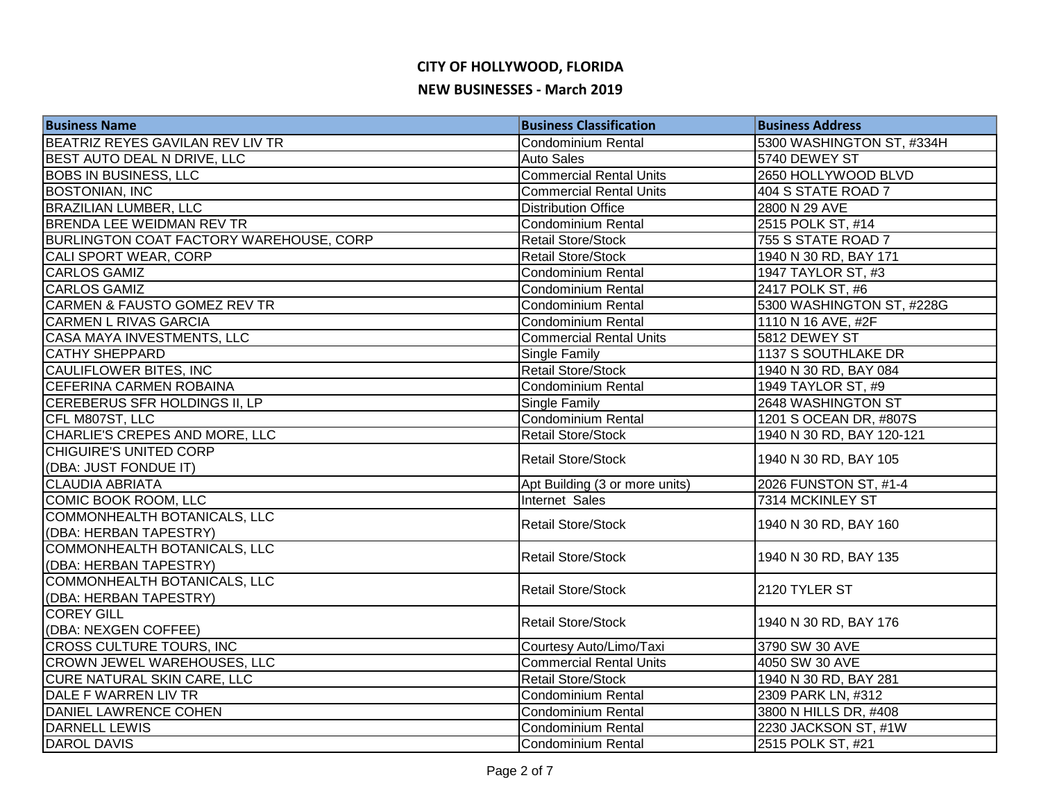# CITY OF HOLLYWOOD, FLORIDA

## NEW BUSINESSES - March 2019

| Business Name | Business Classification | Business Address |
|---|---|---|
| BEATRIZ REYES GAVILAN REV LIV TR | Condominium Rental | 5300 WASHINGTON ST, #334H |
| BEST AUTO DEAL N DRIVE, LLC | Auto Sales | 5740 DEWEY ST |
| BOBS IN BUSINESS, LLC | Commercial Rental Units | 2650 HOLLYWOOD BLVD |
| BOSTONIAN, INC | Commercial Rental Units | 404 S STATE ROAD 7 |
| BRAZILIAN LUMBER, LLC | Distribution Office | 2800 N 29 AVE |
| BRENDA LEE WEIDMAN REV TR | Condominium Rental | 2515 POLK ST, #14 |
| BURLINGTON COAT FACTORY WAREHOUSE, CORP | Retail Store/Stock | 755 S STATE ROAD 7 |
| CALI SPORT WEAR, CORP | Retail Store/Stock | 1940 N 30 RD, BAY 171 |
| CARLOS GAMIZ | Condominium Rental | 1947 TAYLOR ST, #3 |
| CARLOS GAMIZ | Condominium Rental | 2417 POLK ST, #6 |
| CARMEN & FAUSTO GOMEZ REV TR | Condominium Rental | 5300 WASHINGTON ST, #228G |
| CARMEN L RIVAS GARCIA | Condominium Rental | 1110 N 16 AVE, #2F |
| CASA MAYA INVESTMENTS, LLC | Commercial Rental Units | 5812 DEWEY ST |
| CATHY SHEPPARD | Single Family | 1137 S SOUTHLAKE DR |
| CAULIFLOWER BITES, INC | Retail Store/Stock | 1940 N 30 RD, BAY 084 |
| CEFERINA CARMEN ROBAINA | Condominium Rental | 1949 TAYLOR ST, #9 |
| CEREBERUS SFR HOLDINGS II, LP | Single Family | 2648 WASHINGTON ST |
| CFL M807ST, LLC | Condominium Rental | 1201 S OCEAN DR, #807S |
| CHARLIE'S CREPES AND MORE, LLC | Retail Store/Stock | 1940 N 30 RD, BAY 120-121 |
| CHIGUIRE'S UNITED CORP (DBA: JUST FONDUE IT) | Retail Store/Stock | 1940 N 30 RD, BAY 105 |
| CLAUDIA ABRIATA | Apt Building (3 or more units) | 2026 FUNSTON ST, #1-4 |
| COMIC BOOK ROOM, LLC | Internet Sales | 7314 MCKINLEY ST |
| COMMONHEALTH BOTANICALS, LLC (DBA: HERBAN TAPESTRY) | Retail Store/Stock | 1940 N 30 RD, BAY 160 |
| COMMONHEALTH BOTANICALS, LLC (DBA: HERBAN TAPESTRY) | Retail Store/Stock | 1940 N 30 RD, BAY 135 |
| COMMONHEALTH BOTANICALS, LLC (DBA: HERBAN TAPESTRY) | Retail Store/Stock | 2120 TYLER ST |
| COREY GILL (DBA: NEXGEN COFFEE) | Retail Store/Stock | 1940 N 30 RD, BAY 176 |
| CROSS CULTURE TOURS, INC | Courtesy Auto/Limo/Taxi | 3790 SW 30 AVE |
| CROWN JEWEL WAREHOUSES, LLC | Commercial Rental Units | 4050 SW 30 AVE |
| CURE NATURAL SKIN CARE, LLC | Retail Store/Stock | 1940 N 30 RD, BAY 281 |
| DALE F WARREN LIV TR | Condominium Rental | 2309 PARK LN, #312 |
| DANIEL LAWRENCE COHEN | Condominium Rental | 3800 N HILLS DR, #408 |
| DARNELL LEWIS | Condominium Rental | 2230 JACKSON ST, #1W |
| DAROL DAVIS | Condominium Rental | 2515 POLK ST, #21 |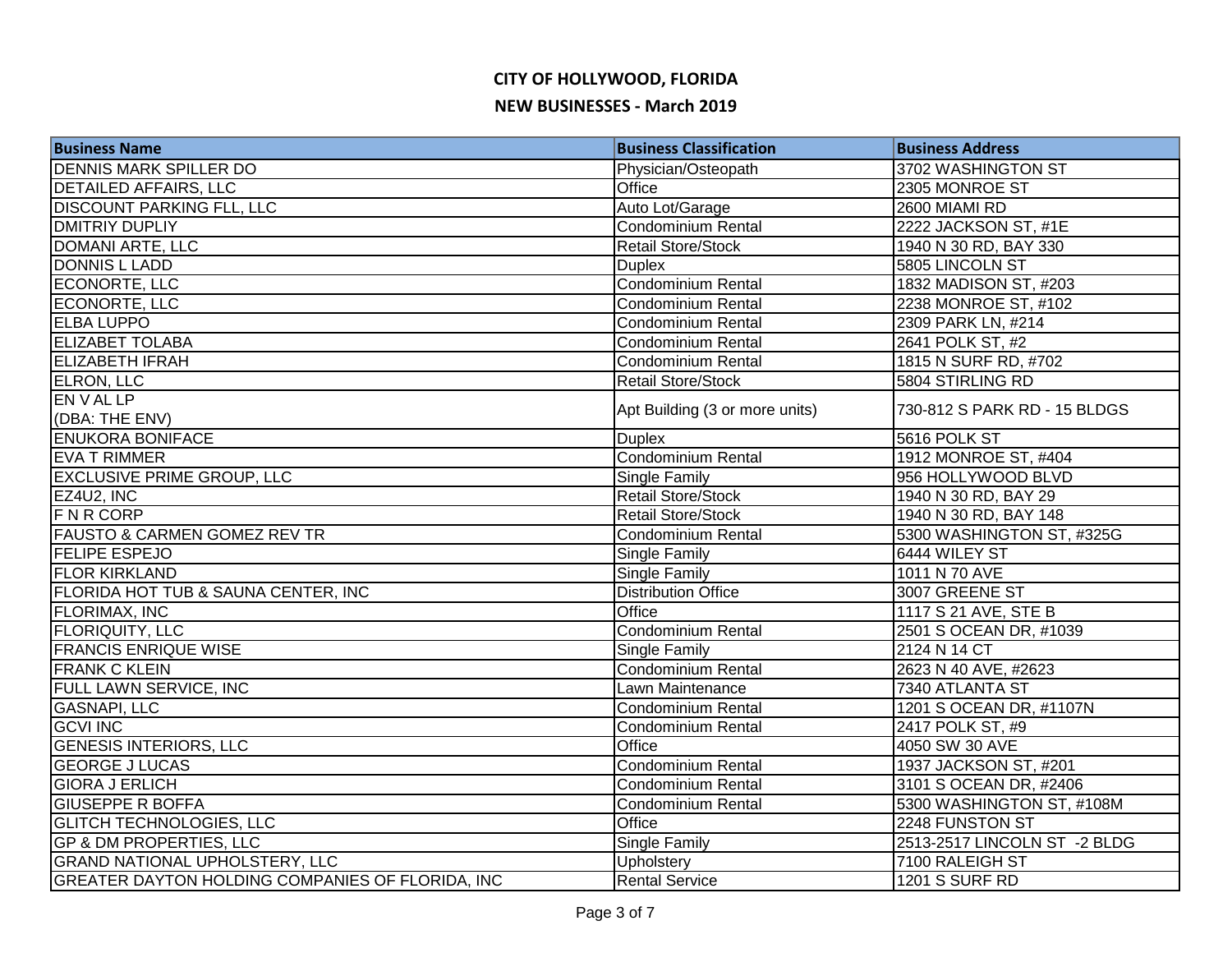# CITY OF HOLLYWOOD, FLORIDA

## NEW BUSINESSES - March 2019

| Business Name | Business Classification | Business Address |
| --- | --- | --- |
| DENNIS MARK SPILLER DO | Physician/Osteopath | 3702 WASHINGTON ST |
| DETAILED AFFAIRS, LLC | Office | 2305 MONROE ST |
| DISCOUNT PARKING FLL, LLC | Auto Lot/Garage | 2600 MIAMI RD |
| DMITRIY DUPLIY | Condominium Rental | 2222 JACKSON ST, #1E |
| DOMANI ARTE, LLC | Retail Store/Stock | 1940 N 30 RD, BAY 330 |
| DONNIS L LADD | Duplex | 5805 LINCOLN ST |
| ECONORTE, LLC | Condominium Rental | 1832 MADISON ST, #203 |
| ECONORTE, LLC | Condominium Rental | 2238 MONROE ST, #102 |
| ELBA LUPPO | Condominium Rental | 2309 PARK LN, #214 |
| ELIZABET TOLABA | Condominium Rental | 2641 POLK ST, #2 |
| ELIZABETH IFRAH | Condominium Rental | 1815 N SURF RD, #702 |
| ELRON, LLC | Retail Store/Stock | 5804 STIRLING RD |
| EN V AL LP (DBA: THE ENV) | Apt Building (3 or more units) | 730-812 S PARK RD - 15 BLDGS |
| ENUKORA BONIFACE | Duplex | 5616 POLK ST |
| EVA T RIMMER | Condominium Rental | 1912 MONROE ST, #404 |
| EXCLUSIVE PRIME GROUP, LLC | Single Family | 956 HOLLYWOOD BLVD |
| EZ4U2, INC | Retail Store/Stock | 1940 N 30 RD, BAY 29 |
| F N R CORP | Retail Store/Stock | 1940 N 30 RD, BAY 148 |
| FAUSTO & CARMEN GOMEZ REV TR | Condominium Rental | 5300 WASHINGTON ST, #325G |
| FELIPE ESPEJO | Single Family | 6444 WILEY ST |
| FLOR KIRKLAND | Single Family | 1011 N 70 AVE |
| FLORIDA HOT TUB & SAUNA CENTER, INC | Distribution Office | 3007 GREENE ST |
| FLORIMAX, INC | Office | 1117 S 21 AVE, STE B |
| FLORIQUITY, LLC | Condominium Rental | 2501 S OCEAN DR, #1039 |
| FRANCIS ENRIQUE WISE | Single Family | 2124 N 14 CT |
| FRANK C KLEIN | Condominium Rental | 2623 N 40 AVE, #2623 |
| FULL LAWN SERVICE, INC | Lawn Maintenance | 7340 ATLANTA ST |
| GASNAPI, LLC | Condominium Rental | 1201 S OCEAN DR, #1107N |
| GCVI INC | Condominium Rental | 2417 POLK ST, #9 |
| GENESIS INTERIORS, LLC | Office | 4050 SW 30 AVE |
| GEORGE J LUCAS | Condominium Rental | 1937 JACKSON ST, #201 |
| GIORA J ERLICH | Condominium Rental | 3101 S OCEAN DR, #2406 |
| GIUSEPPE R BOFFA | Condominium Rental | 5300 WASHINGTON ST, #108M |
| GLITCH TECHNOLOGIES, LLC | Office | 2248 FUNSTON ST |
| GP & DM PROPERTIES, LLC | Single Family | 2513-2517 LINCOLN ST -2 BLDG |
| GRAND NATIONAL UPHOLSTERY, LLC | Upholstery | 7100 RALEIGH ST |
| GREATER DAYTON HOLDING COMPANIES OF FLORIDA, INC | Rental Service | 1201 S SURF RD |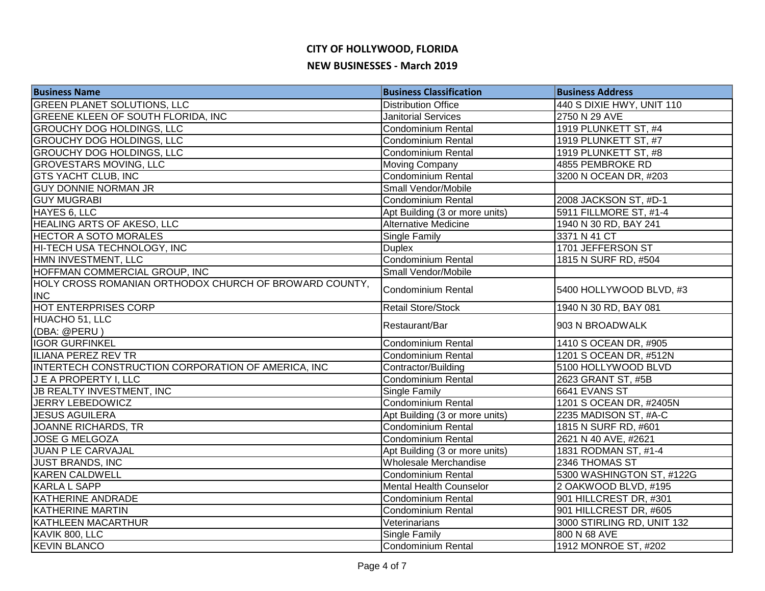# CITY OF HOLLYWOOD, FLORIDA

## NEW BUSINESSES - March 2019

| Business Name | Business Classification | Business Address |
|---|---|---|
| GREEN PLANET SOLUTIONS, LLC | Distribution Office | 440 S DIXIE HWY, UNIT 110 |
| GREENE KLEEN OF SOUTH FLORIDA, INC | Janitorial Services | 2750 N 29 AVE |
| GROUCHY DOG HOLDINGS, LLC | Condominium Rental | 1919 PLUNKETT ST, #4 |
| GROUCHY DOG HOLDINGS, LLC | Condominium Rental | 1919 PLUNKETT ST, #7 |
| GROUCHY DOG HOLDINGS, LLC | Condominium Rental | 1919 PLUNKETT ST, #8 |
| GROVESTARS MOVING, LLC | Moving Company | 4855 PEMBROKE RD |
| GTS YACHT CLUB, INC | Condominium Rental | 3200 N OCEAN DR, #203 |
| GUY DONNIE NORMAN JR | Small Vendor/Mobile | |
| GUY MUGRABI | Condominium Rental | 2008 JACKSON ST, #D-1 |
| HAYES 6, LLC | Apt Building (3 or more units) | 5911 FILLMORE ST, #1-4 |
| HEALING ARTS OF AKESO, LLC | Alternative Medicine | 1940 N 30 RD, BAY 241 |
| HECTOR A SOTO MORALES | Single Family | 3371 N 41 CT |
| HI-TECH USA TECHNOLOGY, INC | Duplex | 1701 JEFFERSON ST |
| HMN INVESTMENT, LLC | Condominium Rental | 1815 N SURF RD, #504 |
| HOFFMAN COMMERCIAL GROUP, INC | Small Vendor/Mobile | |
| HOLY CROSS ROMANIAN ORTHODOX CHURCH OF BROWARD COUNTY, INC | Condominium Rental | 5400 HOLLYWOOD BLVD, #3 |
| HOT ENTERPRISES CORP | Retail Store/Stock | 1940 N 30 RD, BAY 081 |
| HUACHO 51, LLC (DBA: @PERU ) | Restaurant/Bar | 903 N BROADWALK |
| IGOR GURFINKEL | Condominium Rental | 1410 S OCEAN DR, #905 |
| ILIANA PEREZ REV TR | Condominium Rental | 1201 S OCEAN DR, #512N |
| INTERTECH CONSTRUCTION CORPORATION OF AMERICA, INC | Contractor/Building | 5100 HOLLYWOOD BLVD |
| J E A PROPERTY I, LLC | Condominium Rental | 2623 GRANT ST, #5B |
| JB REALTY INVESTMENT, INC | Single Family | 6641 EVANS ST |
| JERRY LEBEDOWICZ | Condominium Rental | 1201 S OCEAN DR, #2405N |
| JESUS AGUILERA | Apt Building (3 or more units) | 2235 MADISON ST, #A-C |
| JOANNE RICHARDS, TR | Condominium Rental | 1815 N SURF RD, #601 |
| JOSE G MELGOZA | Condominium Rental | 2621 N 40 AVE, #2621 |
| JUAN P LE CARVAJAL | Apt Building (3 or more units) | 1831 RODMAN ST, #1-4 |
| JUST BRANDS, INC | Wholesale Merchandise | 2346 THOMAS ST |
| KAREN CALDWELL | Condominium Rental | 5300 WASHINGTON ST, #122G |
| KARLA L SAPP | Mental Health Counselor | 2 OAKWOOD BLVD, #195 |
| KATHERINE ANDRADE | Condominium Rental | 901 HILLCREST DR, #301 |
| KATHERINE MARTIN | Condominium Rental | 901 HILLCREST DR, #605 |
| KATHLEEN MACARTHUR | Veterinarians | 3000 STIRLING RD, UNIT 132 |
| KAVIK 800, LLC | Single Family | 800 N 68 AVE |
| KEVIN BLANCO | Condominium Rental | 1912 MONROE ST, #202 |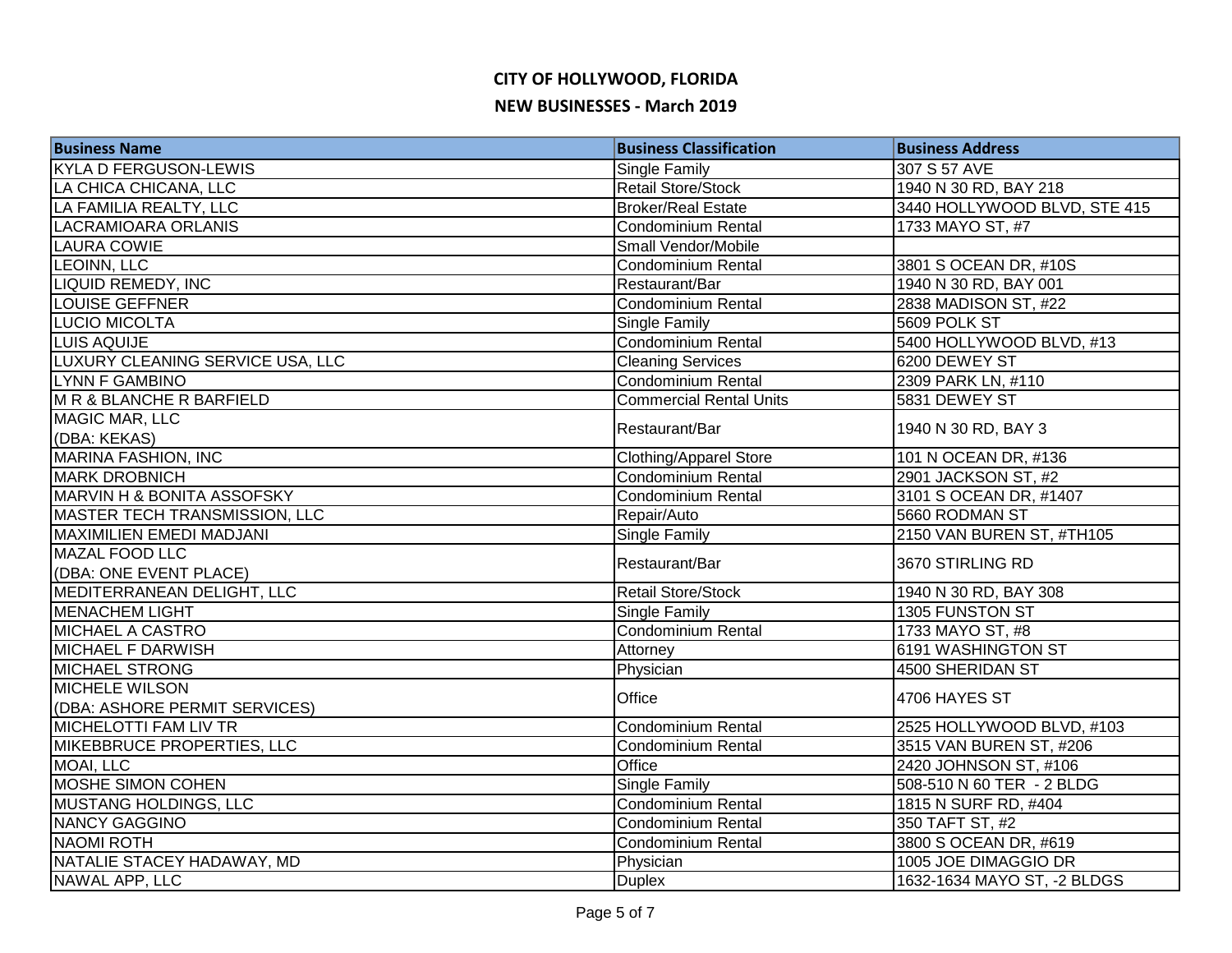# CITY OF HOLLYWOOD, FLORIDA

## NEW BUSINESSES - March 2019

| Business Name | Business Classification | Business Address |
|---|---|---|
| KYLA D FERGUSON-LEWIS | Single Family | 307 S 57 AVE |
| LA CHICA CHICANA, LLC | Retail Store/Stock | 1940 N 30 RD, BAY 218 |
| LA FAMILIA REALTY, LLC | Broker/Real Estate | 3440 HOLLYWOOD BLVD, STE 415 |
| LACRAMIOARA ORLANIS | Condominium Rental | 1733 MAYO ST, #7 |
| LAURA COWIE | Small Vendor/Mobile | |
| LEOINN, LLC | Condominium Rental | 3801 S OCEAN DR, #10S |
| LIQUID REMEDY, INC | Restaurant/Bar | 1940 N 30 RD, BAY 001 |
| LOUISE GEFFNER | Condominium Rental | 2838 MADISON ST, #22 |
| LUCIO MICOLTA | Single Family | 5609 POLK ST |
| LUIS AQUIJE | Condominium Rental | 5400 HOLLYWOOD BLVD, #13 |
| LUXURY CLEANING SERVICE USA, LLC | Cleaning Services | 6200 DEWEY ST |
| LYNN F GAMBINO | Condominium Rental | 2309 PARK LN, #110 |
| M R & BLANCHE R BARFIELD | Commercial Rental Units | 5831 DEWEY ST |
| MAGIC MAR, LLC (DBA: KEKAS) | Restaurant/Bar | 1940 N 30 RD, BAY 3 |
| MARINA FASHION, INC | Clothing/Apparel Store | 101 N OCEAN DR, #136 |
| MARK DROBNICH | Condominium Rental | 2901 JACKSON ST, #2 |
| MARVIN H & BONITA ASSOFSKY | Condominium Rental | 3101 S OCEAN DR, #1407 |
| MASTER TECH TRANSMISSION, LLC | Repair/Auto | 5660 RODMAN ST |
| MAXIMILIEN EMEDI MADJANI | Single Family | 2150 VAN BUREN ST, #TH105 |
| MAZAL FOOD LLC (DBA: ONE EVENT PLACE) | Restaurant/Bar | 3670 STIRLING RD |
| MEDITERRANEAN DELIGHT, LLC | Retail Store/Stock | 1940 N 30 RD, BAY 308 |
| MENACHEM LIGHT | Single Family | 1305 FUNSTON ST |
| MICHAEL A CASTRO | Condominium Rental | 1733 MAYO ST, #8 |
| MICHAEL F DARWISH | Attorney | 6191 WASHINGTON ST |
| MICHAEL STRONG | Physician | 4500 SHERIDAN ST |
| MICHELE WILSON (DBA: ASHORE PERMIT SERVICES) | Office | 4706 HAYES ST |
| MICHELOTTI FAM LIV TR | Condominium Rental | 2525 HOLLYWOOD BLVD, #103 |
| MIKEBBRUCE PROPERTIES, LLC | Condominium Rental | 3515 VAN BUREN ST, #206 |
| MOAI, LLC | Office | 2420 JOHNSON ST, #106 |
| MOSHE SIMON COHEN | Single Family | 508-510 N 60 TER - 2 BLDG |
| MUSTANG HOLDINGS, LLC | Condominium Rental | 1815 N SURF RD, #404 |
| NANCY GAGGINO | Condominium Rental | 350 TAFT ST, #2 |
| NAOMI ROTH | Condominium Rental | 3800 S OCEAN DR, #619 |
| NATALIE STACEY HADAWAY, MD | Physician | 1005 JOE DIMAGGIO DR |
| NAWAL APP, LLC | Duplex | 1632-1634 MAYO ST, -2 BLDGS |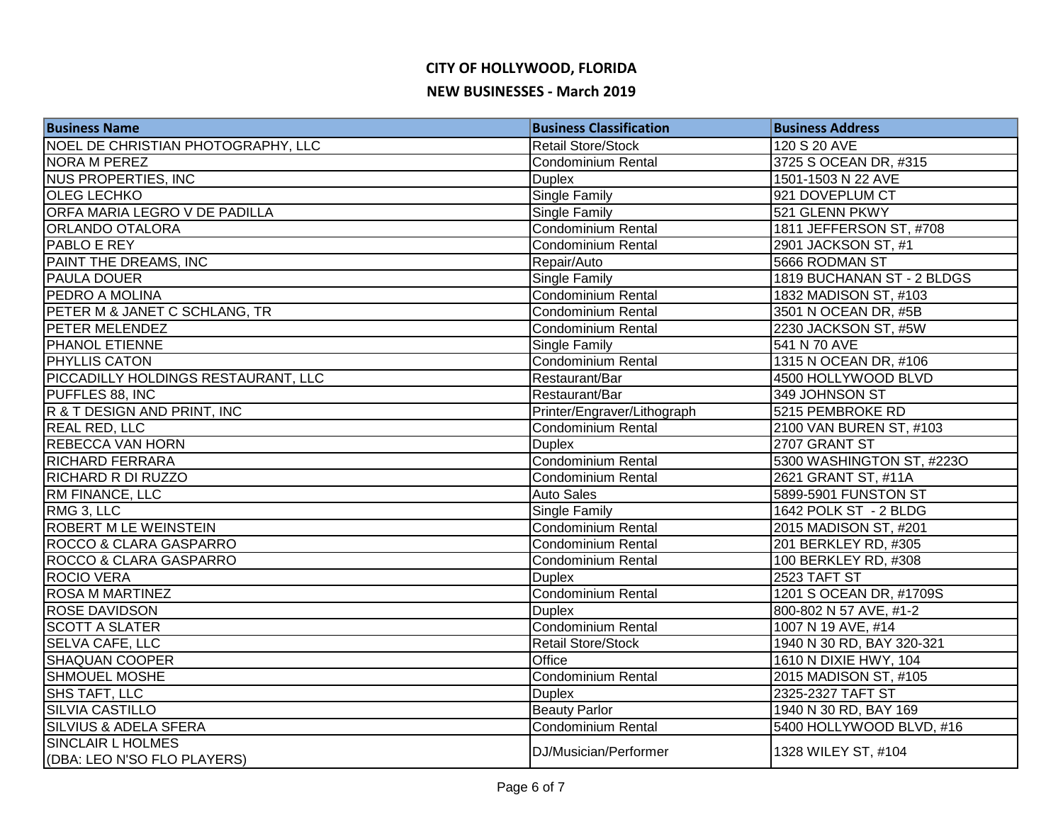# CITY OF HOLLYWOOD, FLORIDA

## NEW BUSINESSES - March 2019

| Business Name | Business Classification | Business Address |
| --- | --- | --- |
| NOEL DE CHRISTIAN PHOTOGRAPHY, LLC | Retail Store/Stock | 120 S 20 AVE |
| NORA M PEREZ | Condominium Rental | 3725 S OCEAN DR, #315 |
| NUS PROPERTIES, INC | Duplex | 1501-1503 N 22 AVE |
| OLEG LECHKO | Single Family | 921 DOVEPLUM CT |
| ORFA MARIA LEGRO V DE PADILLA | Single Family | 521 GLENN PKWY |
| ORLANDO OTALORA | Condominium Rental | 1811 JEFFERSON ST, #708 |
| PABLO E REY | Condominium Rental | 2901 JACKSON ST, #1 |
| PAINT THE DREAMS, INC | Repair/Auto | 5666 RODMAN ST |
| PAULA DOUER | Single Family | 1819 BUCHANAN ST - 2 BLDGS |
| PEDRO A MOLINA | Condominium Rental | 1832 MADISON ST, #103 |
| PETER M & JANET C SCHLANG, TR | Condominium Rental | 3501 N OCEAN DR, #5B |
| PETER MELENDEZ | Condominium Rental | 2230 JACKSON ST, #5W |
| PHANOL ETIENNE | Single Family | 541 N 70 AVE |
| PHYLLIS CATON | Condominium Rental | 1315 N OCEAN DR, #106 |
| PICCADILLY HOLDINGS RESTAURANT, LLC | Restaurant/Bar | 4500 HOLLYWOOD BLVD |
| PUFFLES 88, INC | Restaurant/Bar | 349 JOHNSON ST |
| R & T DESIGN AND PRINT, INC | Printer/Engraver/Lithograph | 5215 PEMBROKE RD |
| REAL RED, LLC | Condominium Rental | 2100 VAN BUREN ST, #103 |
| REBECCA VAN HORN | Duplex | 2707 GRANT ST |
| RICHARD FERRARA | Condominium Rental | 5300 WASHINGTON ST, #223O |
| RICHARD R DI RUZZO | Condominium Rental | 2621 GRANT ST, #11A |
| RM FINANCE, LLC | Auto Sales | 5899-5901 FUNSTON ST |
| RMG 3, LLC | Single Family | 1642 POLK ST - 2 BLDG |
| ROBERT M LE WEINSTEIN | Condominium Rental | 2015 MADISON ST, #201 |
| ROCCO & CLARA GASPARRO | Condominium Rental | 201 BERKLEY RD, #305 |
| ROCCO & CLARA GASPARRO | Condominium Rental | 100 BERKLEY RD, #308 |
| ROCIO VERA | Duplex | 2523 TAFT ST |
| ROSA M MARTINEZ | Condominium Rental | 1201 S OCEAN DR, #1709S |
| ROSE DAVIDSON | Duplex | 800-802 N 57 AVE, #1-2 |
| SCOTT A SLATER | Condominium Rental | 1007 N 19 AVE, #14 |
| SELVA CAFE, LLC | Retail Store/Stock | 1940 N 30 RD, BAY 320-321 |
| SHAQUAN COOPER | Office | 1610 N DIXIE HWY, 104 |
| SHMOUEL MOSHE | Condominium Rental | 2015 MADISON ST, #105 |
| SHS TAFT, LLC | Duplex | 2325-2327 TAFT ST |
| SILVIA CASTILLO | Beauty Parlor | 1940 N 30 RD, BAY 169 |
| SILVIUS & ADELA SFERA | Condominium Rental | 5400 HOLLYWOOD BLVD, #16 |
| SINCLAIR L HOLMES (DBA: LEO N'SO FLO PLAYERS) | DJ/Musician/Performer | 1328 WILEY ST, #104 |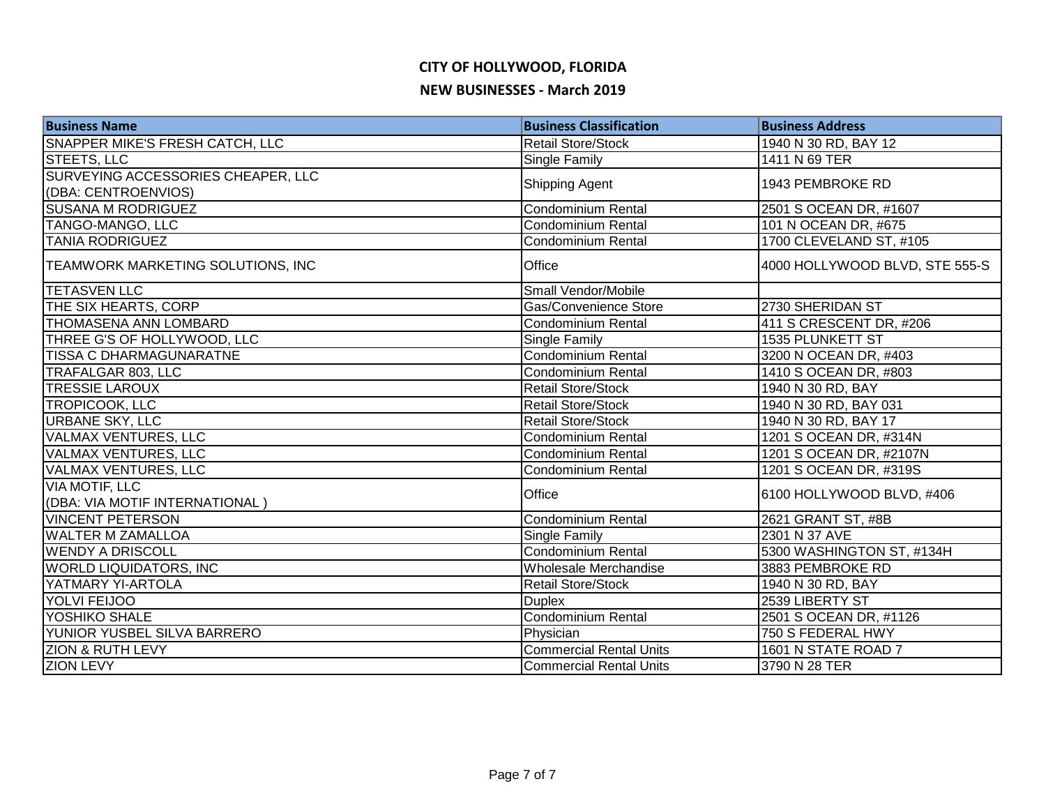# CITY OF HOLLYWOOD, FLORIDA

## NEW BUSINESSES - March 2019

| Business Name | Business Classification | Business Address |
|---|---|---|
| SNAPPER MIKE'S FRESH CATCH, LLC | Retail Store/Stock | 1940 N 30 RD, BAY 12 |
| STEETS, LLC | Single Family | 1411 N 69 TER |
| SURVEYING ACCESSORIES CHEAPER, LLC (DBA: CENTROENVIOS) | Shipping Agent | 1943 PEMBROKE RD |
| SUSANA M RODRIGUEZ | Condominium Rental | 2501 S OCEAN DR, #1607 |
| TANGO-MANGO, LLC | Condominium Rental | 101 N OCEAN DR, #675 |
| TANIA RODRIGUEZ | Condominium Rental | 1700 CLEVELAND ST, #105 |
| TEAMWORK MARKETING SOLUTIONS, INC | Office | 4000 HOLLYWOOD BLVD, STE 555-S |
| TETASVEN LLC | Small Vendor/Mobile | |
| THE SIX HEARTS, CORP | Gas/Convenience Store | 2730 SHERIDAN ST |
| THOMASENA ANN LOMBARD | Condominium Rental | 411 S CRESCENT DR, #206 |
| THREE G'S OF HOLLYWOOD, LLC | Single Family | 1535 PLUNKETT ST |
| TISSA C DHARMAGUNARATNE | Condominium Rental | 3200 N OCEAN DR, #403 |
| TRAFALGAR 803, LLC | Condominium Rental | 1410 S OCEAN DR, #803 |
| TRESSIE LAROUX | Retail Store/Stock | 1940 N 30 RD, BAY |
| TROPICOOK, LLC | Retail Store/Stock | 1940 N 30 RD, BAY 031 |
| URBANE SKY, LLC | Retail Store/Stock | 1940 N 30 RD, BAY 17 |
| VALMAX VENTURES, LLC | Condominium Rental | 1201 S OCEAN DR, #314N |
| VALMAX VENTURES, LLC | Condominium Rental | 1201 S OCEAN DR, #2107N |
| VALMAX VENTURES, LLC | Condominium Rental | 1201 S OCEAN DR, #319S |
| VIA MOTIF, LLC (DBA: VIA MOTIF INTERNATIONAL ) | Office | 6100 HOLLYWOOD BLVD, #406 |
| VINCENT PETERSON | Condominium Rental | 2621 GRANT ST, #8B |
| WALTER M ZAMALLOA | Single Family | 2301 N 37 AVE |
| WENDY A DRISCOLL | Condominium Rental | 5300 WASHINGTON ST, #134H |
| WORLD LIQUIDATORS, INC | Wholesale Merchandise | 3883 PEMBROKE RD |
| YATMARY YI-ARTOLA | Retail Store/Stock | 1940 N 30 RD, BAY |
| YOLVI FEIJOO | Duplex | 2539 LIBERTY ST |
| YOSHIKO SHALE | Condominium Rental | 2501 S OCEAN DR, #1126 |
| YUNIOR YUSBEL SILVA BARRERO | Physician | 750 S FEDERAL HWY |
| ZION & RUTH LEVY | Commercial Rental Units | 1601 N STATE ROAD 7 |
| ZION LEVY | Commercial Rental Units | 3790 N 28 TER |